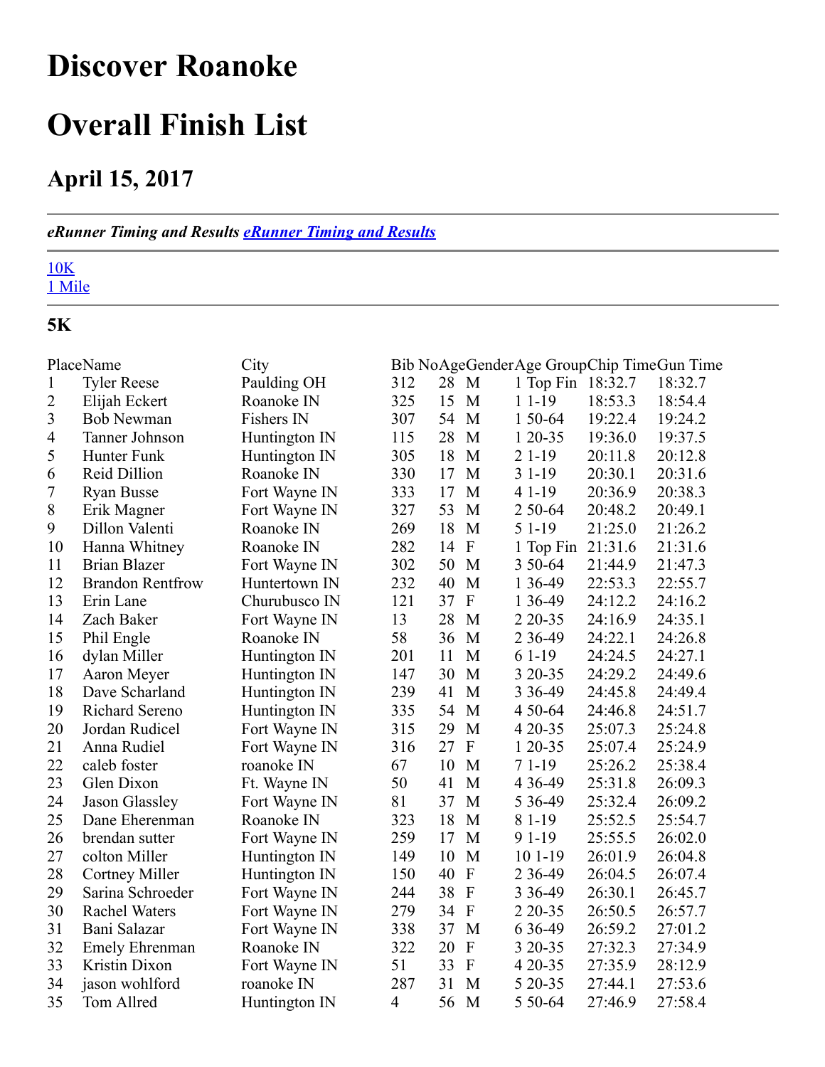# Discover Roanoke

# Overall Finish List

## April 15, 2017

---

***eRunner Timing and Results*** ***[eRunner Timing and Results]()***

---

[10K]()
[1 Mile]()

---

### 5K

| Place | Name | City | Bib No | Age | Gender | Age Group | Chip Time | Gun Time |
|---|---|---|---|---|---|---|---|---|
| 1 | Tyler Reese | Paulding OH | 312 | 28 | M | 1 Top Fin | 18:32.7 | 18:32.7 |
| 2 | Elijah Eckert | Roanoke IN | 325 | 15 | M | 1 1-19 | 18:53.3 | 18:54.4 |
| 3 | Bob Newman | Fishers IN | 307 | 54 | M | 1 50-64 | 19:22.4 | 19:24.2 |
| 4 | Tanner Johnson | Huntington IN | 115 | 28 | M | 1 20-35 | 19:36.0 | 19:37.5 |
| 5 | Hunter Funk | Huntington IN | 305 | 18 | M | 2 1-19 | 20:11.8 | 20:12.8 |
| 6 | Reid Dillion | Roanoke IN | 330 | 17 | M | 3 1-19 | 20:30.1 | 20:31.6 |
| 7 | Ryan Busse | Fort Wayne IN | 333 | 17 | M | 4 1-19 | 20:36.9 | 20:38.3 |
| 8 | Erik Magner | Fort Wayne IN | 327 | 53 | M | 2 50-64 | 20:48.2 | 20:49.1 |
| 9 | Dillon Valenti | Roanoke IN | 269 | 18 | M | 5 1-19 | 21:25.0 | 21:26.2 |
| 10 | Hanna Whitney | Roanoke IN | 282 | 14 | F | 1 Top Fin | 21:31.6 | 21:31.6 |
| 11 | Brian Blazer | Fort Wayne IN | 302 | 50 | M | 3 50-64 | 21:44.9 | 21:47.3 |
| 12 | Brandon Rentfrow | Huntertown IN | 232 | 40 | M | 1 36-49 | 22:53.3 | 22:55.7 |
| 13 | Erin Lane | Churubusco IN | 121 | 37 | F | 1 36-49 | 24:12.2 | 24:16.2 |
| 14 | Zach Baker | Fort Wayne IN | 13 | 28 | M | 2 20-35 | 24:16.9 | 24:35.1 |
| 15 | Phil Engle | Roanoke IN | 58 | 36 | M | 2 36-49 | 24:22.1 | 24:26.8 |
| 16 | dylan Miller | Huntington IN | 201 | 11 | M | 6 1-19 | 24:24.5 | 24:27.1 |
| 17 | Aaron Meyer | Huntington IN | 147 | 30 | M | 3 20-35 | 24:29.2 | 24:49.6 |
| 18 | Dave Scharland | Huntington IN | 239 | 41 | M | 3 36-49 | 24:45.8 | 24:49.4 |
| 19 | Richard Sereno | Huntington IN | 335 | 54 | M | 4 50-64 | 24:46.8 | 24:51.7 |
| 20 | Jordan Rudicel | Fort Wayne IN | 315 | 29 | M | 4 20-35 | 25:07.3 | 25:24.8 |
| 21 | Anna Rudiel | Fort Wayne IN | 316 | 27 | F | 1 20-35 | 25:07.4 | 25:24.9 |
| 22 | caleb foster | roanoke IN | 67 | 10 | M | 7 1-19 | 25:26.2 | 25:38.4 |
| 23 | Glen Dixon | Ft. Wayne IN | 50 | 41 | M | 4 36-49 | 25:31.8 | 26:09.3 |
| 24 | Jason Glassley | Fort Wayne IN | 81 | 37 | M | 5 36-49 | 25:32.4 | 26:09.2 |
| 25 | Dane Eherenman | Roanoke IN | 323 | 18 | M | 8 1-19 | 25:52.5 | 25:54.7 |
| 26 | brendan sutter | Fort Wayne IN | 259 | 17 | M | 9 1-19 | 25:55.5 | 26:02.0 |
| 27 | colton Miller | Huntington IN | 149 | 10 | M | 10 1-19 | 26:01.9 | 26:04.8 |
| 28 | Cortney Miller | Huntington IN | 150 | 40 | F | 2 36-49 | 26:04.5 | 26:07.4 |
| 29 | Sarina Schroeder | Fort Wayne IN | 244 | 38 | F | 3 36-49 | 26:30.1 | 26:45.7 |
| 30 | Rachel Waters | Fort Wayne IN | 279 | 34 | F | 2 20-35 | 26:50.5 | 26:57.7 |
| 31 | Bani Salazar | Fort Wayne IN | 338 | 37 | M | 6 36-49 | 26:59.2 | 27:01.2 |
| 32 | Emely Ehrenman | Roanoke IN | 322 | 20 | F | 3 20-35 | 27:32.3 | 27:34.9 |
| 33 | Kristin Dixon | Fort Wayne IN | 51 | 33 | F | 4 20-35 | 27:35.9 | 28:12.9 |
| 34 | jason wohlford | roanoke IN | 287 | 31 | M | 5 20-35 | 27:44.1 | 27:53.6 |
| 35 | Tom Allred | Huntington IN | 4 | 56 | M | 5 50-64 | 27:46.9 | 27:58.4 |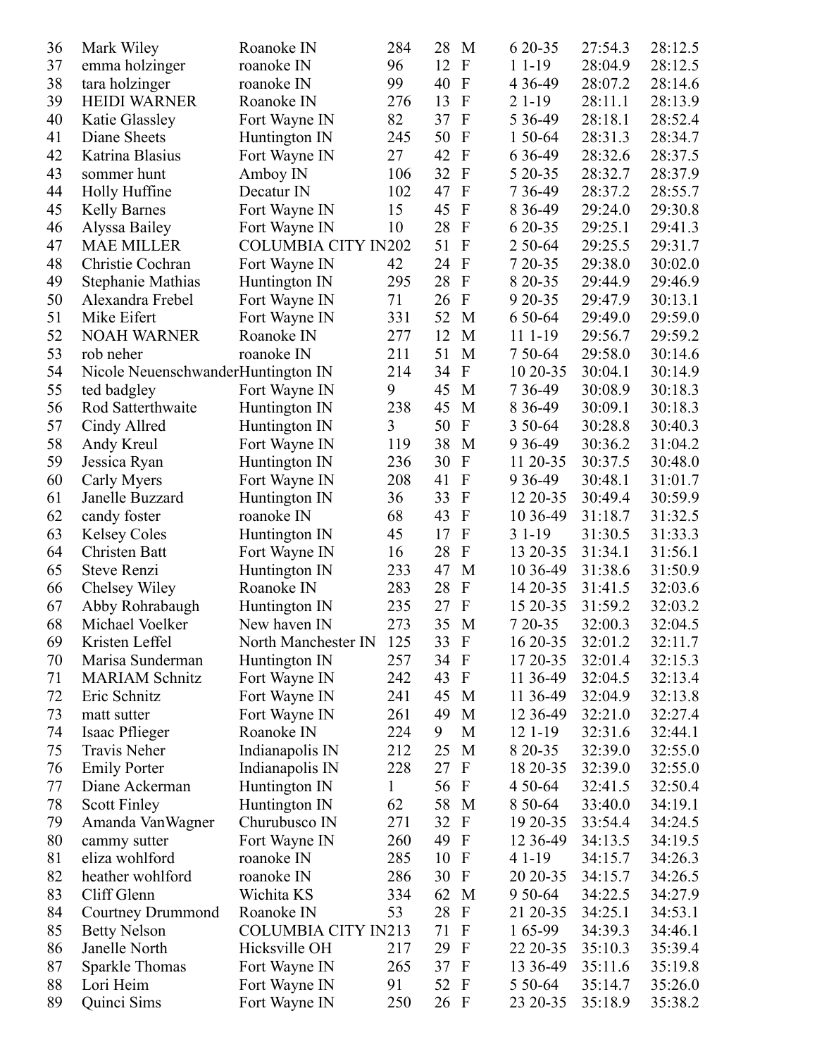| | | | | | | | | |
|---|---|---|---|---|---|---|---|---|
| 36 | Mark Wiley | Roanoke IN | 284 | 28 | M | 6 20-35 | 27:54.3 | 28:12.5 |
| 37 | emma holzinger | roanoke IN | 96 | 12 | F | 1 1-19 | 28:04.9 | 28:12.5 |
| 38 | tara holzinger | roanoke IN | 99 | 40 | F | 4 36-49 | 28:07.2 | 28:14.6 |
| 39 | HEIDI WARNER | Roanoke IN | 276 | 13 | F | 2 1-19 | 28:11.1 | 28:13.9 |
| 40 | Katie Glassley | Fort Wayne IN | 82 | 37 | F | 5 36-49 | 28:18.1 | 28:52.4 |
| 41 | Diane Sheets | Huntington IN | 245 | 50 | F | 1 50-64 | 28:31.3 | 28:34.7 |
| 42 | Katrina Blasius | Fort Wayne IN | 27 | 42 | F | 6 36-49 | 28:32.6 | 28:37.5 |
| 43 | sommer hunt | Amboy IN | 106 | 32 | F | 5 20-35 | 28:32.7 | 28:37.9 |
| 44 | Holly Huffine | Decatur IN | 102 | 47 | F | 7 36-49 | 28:37.2 | 28:55.7 |
| 45 | Kelly Barnes | Fort Wayne IN | 15 | 45 | F | 8 36-49 | 29:24.0 | 29:30.8 |
| 46 | Alyssa Bailey | Fort Wayne IN | 10 | 28 | F | 6 20-35 | 29:25.1 | 29:41.3 |
| 47 | MAE MILLER | COLUMBIA CITY IN | 202 | 51 | F | 2 50-64 | 29:25.5 | 29:31.7 |
| 48 | Christie Cochran | Fort Wayne IN | 42 | 24 | F | 7 20-35 | 29:38.0 | 30:02.0 |
| 49 | Stephanie Mathias | Huntington IN | 295 | 28 | F | 8 20-35 | 29:44.9 | 29:46.9 |
| 50 | Alexandra Frebel | Fort Wayne IN | 71 | 26 | F | 9 20-35 | 29:47.9 | 30:13.1 |
| 51 | Mike Eifert | Fort Wayne IN | 331 | 52 | M | 6 50-64 | 29:49.0 | 29:59.0 |
| 52 | NOAH WARNER | Roanoke IN | 277 | 12 | M | 11 1-19 | 29:56.7 | 29:59.2 |
| 53 | rob neher | roanoke IN | 211 | 51 | M | 7 50-64 | 29:58.0 | 30:14.6 |
| 54 | Nicole Neuenschwander | Huntington IN | 214 | 34 | F | 10 20-35 | 30:04.1 | 30:14.9 |
| 55 | ted badgley | Fort Wayne IN | 9 | 45 | M | 7 36-49 | 30:08.9 | 30:18.3 |
| 56 | Rod Satterthwaite | Huntington IN | 238 | 45 | M | 8 36-49 | 30:09.1 | 30:18.3 |
| 57 | Cindy Allred | Huntington IN | 3 | 50 | F | 3 50-64 | 30:28.8 | 30:40.3 |
| 58 | Andy Kreul | Fort Wayne IN | 119 | 38 | M | 9 36-49 | 30:36.2 | 31:04.2 |
| 59 | Jessica Ryan | Huntington IN | 236 | 30 | F | 11 20-35 | 30:37.5 | 30:48.0 |
| 60 | Carly Myers | Fort Wayne IN | 208 | 41 | F | 9 36-49 | 30:48.1 | 31:01.7 |
| 61 | Janelle Buzzard | Huntington IN | 36 | 33 | F | 12 20-35 | 30:49.4 | 30:59.9 |
| 62 | candy foster | roanoke IN | 68 | 43 | F | 10 36-49 | 31:18.7 | 31:32.5 |
| 63 | Kelsey Coles | Huntington IN | 45 | 17 | F | 3 1-19 | 31:30.5 | 31:33.3 |
| 64 | Christen Batt | Fort Wayne IN | 16 | 28 | F | 13 20-35 | 31:34.1 | 31:56.1 |
| 65 | Steve Renzi | Huntington IN | 233 | 47 | M | 10 36-49 | 31:38.6 | 31:50.9 |
| 66 | Chelsey Wiley | Roanoke IN | 283 | 28 | F | 14 20-35 | 31:41.5 | 32:03.6 |
| 67 | Abby Rohrabaugh | Huntington IN | 235 | 27 | F | 15 20-35 | 31:59.2 | 32:03.2 |
| 68 | Michael Voelker | New haven IN | 273 | 35 | M | 7 20-35 | 32:00.3 | 32:04.5 |
| 69 | Kristen Leffel | North Manchester IN | 125 | 33 | F | 16 20-35 | 32:01.2 | 32:11.7 |
| 70 | Marisa Sunderman | Huntington IN | 257 | 34 | F | 17 20-35 | 32:01.4 | 32:15.3 |
| 71 | MARIAM Schnitz | Fort Wayne IN | 242 | 43 | F | 11 36-49 | 32:04.5 | 32:13.4 |
| 72 | Eric Schnitz | Fort Wayne IN | 241 | 45 | M | 11 36-49 | 32:04.9 | 32:13.8 |
| 73 | matt sutter | Fort Wayne IN | 261 | 49 | M | 12 36-49 | 32:21.0 | 32:27.4 |
| 74 | Isaac Pflieger | Roanoke IN | 224 | 9 | M | 12 1-19 | 32:31.6 | 32:44.1 |
| 75 | Travis Neher | Indianapolis IN | 212 | 25 | M | 8 20-35 | 32:39.0 | 32:55.0 |
| 76 | Emily Porter | Indianapolis IN | 228 | 27 | F | 18 20-35 | 32:39.0 | 32:55.0 |
| 77 | Diane Ackerman | Huntington IN | 1 | 56 | F | 4 50-64 | 32:41.5 | 32:50.4 |
| 78 | Scott Finley | Huntington IN | 62 | 58 | M | 8 50-64 | 33:40.0 | 34:19.1 |
| 79 | Amanda VanWagner | Churubusco IN | 271 | 32 | F | 19 20-35 | 33:54.4 | 34:24.5 |
| 80 | cammy sutter | Fort Wayne IN | 260 | 49 | F | 12 36-49 | 34:13.5 | 34:19.5 |
| 81 | eliza wohlford | roanoke IN | 285 | 10 | F | 4 1-19 | 34:15.7 | 34:26.3 |
| 82 | heather wohlford | roanoke IN | 286 | 30 | F | 20 20-35 | 34:15.7 | 34:26.5 |
| 83 | Cliff Glenn | Wichita KS | 334 | 62 | M | 9 50-64 | 34:22.5 | 34:27.9 |
| 84 | Courtney Drummond | Roanoke IN | 53 | 28 | F | 21 20-35 | 34:25.1 | 34:53.1 |
| 85 | Betty Nelson | COLUMBIA CITY IN | 213 | 71 | F | 1 65-99 | 34:39.3 | 34:46.1 |
| 86 | Janelle North | Hicksville OH | 217 | 29 | F | 22 20-35 | 35:10.3 | 35:39.4 |
| 87 | Sparkle Thomas | Fort Wayne IN | 265 | 37 | F | 13 36-49 | 35:11.6 | 35:19.8 |
| 88 | Lori Heim | Fort Wayne IN | 91 | 52 | F | 5 50-64 | 35:14.7 | 35:26.0 |
| 89 | Quinci Sims | Fort Wayne IN | 250 | 26 | F | 23 20-35 | 35:18.9 | 35:38.2 |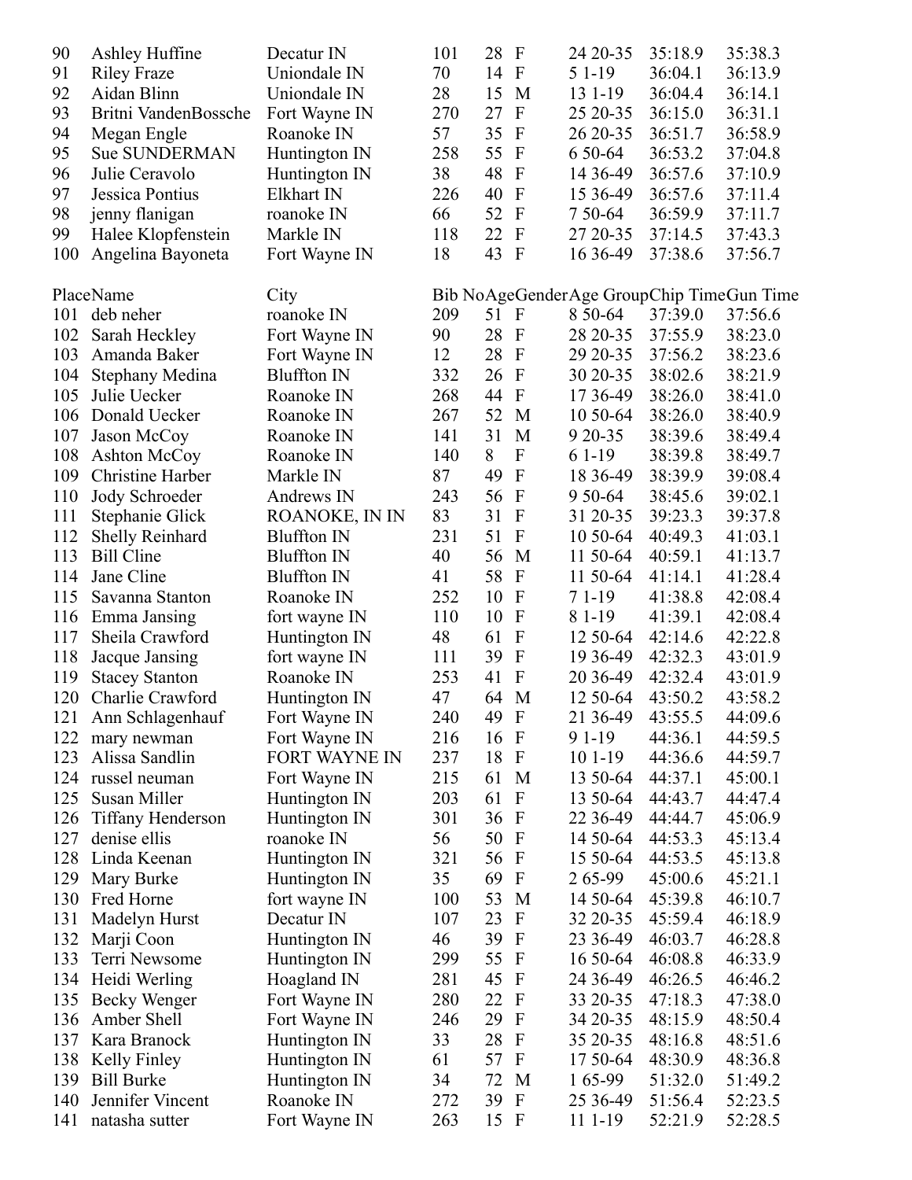| Place | Name | City | Bib No | Age | Gender | Age Group | Chip Time | Gun Time |
|---|---|---|---|---|---|---|---|---|
| 90 | Ashley Huffine | Decatur IN | 101 | 28 | F | 24 20-35 | 35:18.9 | 35:38.3 |
| 91 | Riley Fraze | Uniondale IN | 70 | 14 | F | 5 1-19 | 36:04.1 | 36:13.9 |
| 92 | Aidan Blinn | Uniondale IN | 28 | 15 | M | 13 1-19 | 36:04.4 | 36:14.1 |
| 93 | Britni VandenBossche | Fort Wayne IN | 270 | 27 | F | 25 20-35 | 36:15.0 | 36:31.1 |
| 94 | Megan Engle | Roanoke IN | 57 | 35 | F | 26 20-35 | 36:51.7 | 36:58.9 |
| 95 | Sue SUNDERMAN | Huntington IN | 258 | 55 | F | 6 50-64 | 36:53.2 | 37:04.8 |
| 96 | Julie Ceravolo | Huntington IN | 38 | 48 | F | 14 36-49 | 36:57.6 | 37:10.9 |
| 97 | Jessica Pontius | Elkhart IN | 226 | 40 | F | 15 36-49 | 36:57.6 | 37:11.4 |
| 98 | jenny flanigan | roanoke IN | 66 | 52 | F | 7 50-64 | 36:59.9 | 37:11.7 |
| 99 | Halee Klopfenstein | Markle IN | 118 | 22 | F | 27 20-35 | 37:14.5 | 37:43.3 |
| 100 | Angelina Bayoneta | Fort Wayne IN | 18 | 43 | F | 16 36-49 | 37:38.6 | 37:56.7 |

| Place | Name | City | Bib No | Age | Gender | Age Group | Chip Time | Gun Time |
|---|---|---|---|---|---|---|---|---|
| 101 | deb neher | roanoke IN | 209 | 51 | F | 8 50-64 | 37:39.0 | 37:56.6 |
| 102 | Sarah Heckley | Fort Wayne IN | 90 | 28 | F | 28 20-35 | 37:55.9 | 38:23.0 |
| 103 | Amanda Baker | Fort Wayne IN | 12 | 28 | F | 29 20-35 | 37:56.2 | 38:23.6 |
| 104 | Stephany Medina | Bluffton IN | 332 | 26 | F | 30 20-35 | 38:02.6 | 38:21.9 |
| 105 | Julie Uecker | Roanoke IN | 268 | 44 | F | 17 36-49 | 38:26.0 | 38:41.0 |
| 106 | Donald Uecker | Roanoke IN | 267 | 52 | M | 10 50-64 | 38:26.0 | 38:40.9 |
| 107 | Jason McCoy | Roanoke IN | 141 | 31 | M | 9 20-35 | 38:39.6 | 38:49.4 |
| 108 | Ashton McCoy | Roanoke IN | 140 | 8 | F | 6 1-19 | 38:39.8 | 38:49.7 |
| 109 | Christine Harber | Markle IN | 87 | 49 | F | 18 36-49 | 38:39.9 | 39:08.4 |
| 110 | Jody Schroeder | Andrews IN | 243 | 56 | F | 9 50-64 | 38:45.6 | 39:02.1 |
| 111 | Stephanie Glick | ROANOKE, IN IN | 83 | 31 | F | 31 20-35 | 39:23.3 | 39:37.8 |
| 112 | Shelly Reinhard | Bluffton IN | 231 | 51 | F | 10 50-64 | 40:49.3 | 41:03.1 |
| 113 | Bill Cline | Bluffton IN | 40 | 56 | M | 11 50-64 | 40:59.1 | 41:13.7 |
| 114 | Jane Cline | Bluffton IN | 41 | 58 | F | 11 50-64 | 41:14.1 | 41:28.4 |
| 115 | Savanna Stanton | Roanoke IN | 252 | 10 | F | 7 1-19 | 41:38.8 | 42:08.4 |
| 116 | Emma Jansing | fort wayne IN | 110 | 10 | F | 8 1-19 | 41:39.1 | 42:08.4 |
| 117 | Sheila Crawford | Huntington IN | 48 | 61 | F | 12 50-64 | 42:14.6 | 42:22.8 |
| 118 | Jacque Jansing | fort wayne IN | 111 | 39 | F | 19 36-49 | 42:32.3 | 43:01.9 |
| 119 | Stacey Stanton | Roanoke IN | 253 | 41 | F | 20 36-49 | 42:32.4 | 43:01.9 |
| 120 | Charlie Crawford | Huntington IN | 47 | 64 | M | 12 50-64 | 43:50.2 | 43:58.2 |
| 121 | Ann Schlagenhauf | Fort Wayne IN | 240 | 49 | F | 21 36-49 | 43:55.5 | 44:09.6 |
| 122 | mary newman | Fort Wayne IN | 216 | 16 | F | 9 1-19 | 44:36.1 | 44:59.5 |
| 123 | Alissa Sandlin | FORT WAYNE IN | 237 | 18 | F | 10 1-19 | 44:36.6 | 44:59.7 |
| 124 | russel neuman | Fort Wayne IN | 215 | 61 | M | 13 50-64 | 44:37.1 | 45:00.1 |
| 125 | Susan Miller | Huntington IN | 203 | 61 | F | 13 50-64 | 44:43.7 | 44:47.4 |
| 126 | Tiffany Henderson | Huntington IN | 301 | 36 | F | 22 36-49 | 44:44.7 | 45:06.9 |
| 127 | denise ellis | roanoke IN | 56 | 50 | F | 14 50-64 | 44:53.3 | 45:13.4 |
| 128 | Linda Keenan | Huntington IN | 321 | 56 | F | 15 50-64 | 44:53.5 | 45:13.8 |
| 129 | Mary Burke | Huntington IN | 35 | 69 | F | 2 65-99 | 45:00.6 | 45:21.1 |
| 130 | Fred Horne | fort wayne IN | 100 | 53 | M | 14 50-64 | 45:39.8 | 46:10.7 |
| 131 | Madelyn Hurst | Decatur IN | 107 | 23 | F | 32 20-35 | 45:59.4 | 46:18.9 |
| 132 | Marji Coon | Huntington IN | 46 | 39 | F | 23 36-49 | 46:03.7 | 46:28.8 |
| 133 | Terri Newsome | Huntington IN | 299 | 55 | F | 16 50-64 | 46:08.8 | 46:33.9 |
| 134 | Heidi Werling | Hoagland IN | 281 | 45 | F | 24 36-49 | 46:26.5 | 46:46.2 |
| 135 | Becky Wenger | Fort Wayne IN | 280 | 22 | F | 33 20-35 | 47:18.3 | 47:38.0 |
| 136 | Amber Shell | Fort Wayne IN | 246 | 29 | F | 34 20-35 | 48:15.9 | 48:50.4 |
| 137 | Kara Branock | Huntington IN | 33 | 28 | F | 35 20-35 | 48:16.8 | 48:51.6 |
| 138 | Kelly Finley | Huntington IN | 61 | 57 | F | 17 50-64 | 48:30.9 | 48:36.8 |
| 139 | Bill Burke | Huntington IN | 34 | 72 | M | 1 65-99 | 51:32.0 | 51:49.2 |
| 140 | Jennifer Vincent | Roanoke IN | 272 | 39 | F | 25 36-49 | 51:56.4 | 52:23.5 |
| 141 | natasha sutter | Fort Wayne IN | 263 | 15 | F | 11 1-19 | 52:21.9 | 52:28.5 |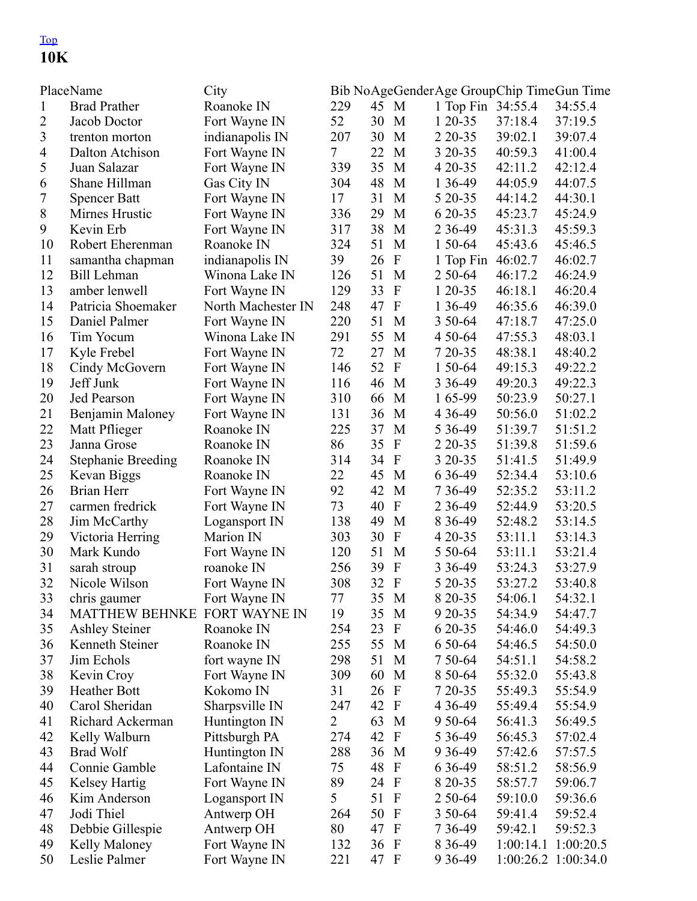Top

## 10K

| Place | Name | City | Bib No | Age | Gender | Age Group | Chip Time | Gun Time |
|---|---|---|---|---|---|---|---|---|
| 1 | Brad Prather | Roanoke IN | 229 | 45 | M | 1 Top Fin | 34:55.4 | 34:55.4 |
| 2 | Jacob Doctor | Fort Wayne IN | 52 | 30 | M | 1 20-35 | 37:18.4 | 37:19.5 |
| 3 | trenton morton | indianapolis IN | 207 | 30 | M | 2 20-35 | 39:02.1 | 39:07.4 |
| 4 | Dalton Atchison | Fort Wayne IN | 7 | 22 | M | 3 20-35 | 40:59.3 | 41:00.4 |
| 5 | Juan Salazar | Fort Wayne IN | 339 | 35 | M | 4 20-35 | 42:11.2 | 42:12.4 |
| 6 | Shane Hillman | Gas City IN | 304 | 48 | M | 1 36-49 | 44:05.9 | 44:07.5 |
| 7 | Spencer Batt | Fort Wayne IN | 17 | 31 | M | 5 20-35 | 44:14.2 | 44:30.1 |
| 8 | Mirnes Hrustic | Fort Wayne IN | 336 | 29 | M | 6 20-35 | 45:23.7 | 45:24.9 |
| 9 | Kevin Erb | Fort Wayne IN | 317 | 38 | M | 2 36-49 | 45:31.3 | 45:59.3 |
| 10 | Robert Eherenman | Roanoke IN | 324 | 51 | M | 1 50-64 | 45:43.6 | 45:46.5 |
| 11 | samantha chapman | indianapolis IN | 39 | 26 | F | 1 Top Fin | 46:02.7 | 46:02.7 |
| 12 | Bill Lehman | Winona Lake IN | 126 | 51 | M | 2 50-64 | 46:17.2 | 46:24.9 |
| 13 | amber lenwell | Fort Wayne IN | 129 | 33 | F | 1 20-35 | 46:18.1 | 46:20.4 |
| 14 | Patricia Shoemaker | North Machester IN | 248 | 47 | F | 1 36-49 | 46:35.6 | 46:39.0 |
| 15 | Daniel Palmer | Fort Wayne IN | 220 | 51 | M | 3 50-64 | 47:18.7 | 47:25.0 |
| 16 | Tim Yocum | Winona Lake IN | 291 | 55 | M | 4 50-64 | 47:55.3 | 48:03.1 |
| 17 | Kyle Frebel | Fort Wayne IN | 72 | 27 | M | 7 20-35 | 48:38.1 | 48:40.2 |
| 18 | Cindy McGovern | Fort Wayne IN | 146 | 52 | F | 1 50-64 | 49:15.3 | 49:22.2 |
| 19 | Jeff Junk | Fort Wayne IN | 116 | 46 | M | 3 36-49 | 49:20.3 | 49:22.3 |
| 20 | Jed Pearson | Fort Wayne IN | 310 | 66 | M | 1 65-99 | 50:23.9 | 50:27.1 |
| 21 | Benjamin Maloney | Fort Wayne IN | 131 | 36 | M | 4 36-49 | 50:56.0 | 51:02.2 |
| 22 | Matt Pflieger | Roanoke IN | 225 | 37 | M | 5 36-49 | 51:39.7 | 51:51.2 |
| 23 | Janna Grose | Roanoke IN | 86 | 35 | F | 2 20-35 | 51:39.8 | 51:59.6 |
| 24 | Stephanie Breeding | Roanoke IN | 314 | 34 | F | 3 20-35 | 51:41.5 | 51:49.9 |
| 25 | Kevan Biggs | Roanoke IN | 22 | 45 | M | 6 36-49 | 52:34.4 | 53:10.6 |
| 26 | Brian Herr | Fort Wayne IN | 92 | 42 | M | 7 36-49 | 52:35.2 | 53:11.2 |
| 27 | carmen fredrick | Fort Wayne IN | 73 | 40 | F | 2 36-49 | 52:44.9 | 53:20.5 |
| 28 | Jim McCarthy | Logansport IN | 138 | 49 | M | 8 36-49 | 52:48.2 | 53:14.5 |
| 29 | Victoria Herring | Marion IN | 303 | 30 | F | 4 20-35 | 53:11.1 | 53:14.3 |
| 30 | Mark Kundo | Fort Wayne IN | 120 | 51 | M | 5 50-64 | 53:11.1 | 53:21.4 |
| 31 | sarah stroup | roanoke IN | 256 | 39 | F | 3 36-49 | 53:24.3 | 53:27.9 |
| 32 | Nicole Wilson | Fort Wayne IN | 308 | 32 | F | 5 20-35 | 53:27.2 | 53:40.8 |
| 33 | chris gaumer | Fort Wayne IN | 77 | 35 | M | 8 20-35 | 54:06.1 | 54:32.1 |
| 34 | MATTHEW BEHNKE | FORT WAYNE IN | 19 | 35 | M | 9 20-35 | 54:34.9 | 54:47.7 |
| 35 | Ashley Steiner | Roanoke IN | 254 | 23 | F | 6 20-35 | 54:46.0 | 54:49.3 |
| 36 | Kenneth Steiner | Roanoke IN | 255 | 55 | M | 6 50-64 | 54:46.5 | 54:50.0 |
| 37 | Jim Echols | fort wayne IN | 298 | 51 | M | 7 50-64 | 54:51.1 | 54:58.2 |
| 38 | Kevin Croy | Fort Wayne IN | 309 | 60 | M | 8 50-64 | 55:32.0 | 55:43.8 |
| 39 | Heather Bott | Kokomo IN | 31 | 26 | F | 7 20-35 | 55:49.3 | 55:54.9 |
| 40 | Carol Sheridan | Sharpsville IN | 247 | 42 | F | 4 36-49 | 55:49.4 | 55:54.9 |
| 41 | Richard Ackerman | Huntington IN | 2 | 63 | M | 9 50-64 | 56:41.3 | 56:49.5 |
| 42 | Kelly Walburn | Pittsburgh PA | 274 | 42 | F | 5 36-49 | 56:45.3 | 57:02.4 |
| 43 | Brad Wolf | Huntington IN | 288 | 36 | M | 9 36-49 | 57:42.6 | 57:57.5 |
| 44 | Connie Gamble | Lafontaine IN | 75 | 48 | F | 6 36-49 | 58:51.2 | 58:56.9 |
| 45 | Kelsey Hartig | Fort Wayne IN | 89 | 24 | F | 8 20-35 | 58:57.7 | 59:06.7 |
| 46 | Kim Anderson | Logansport IN | 5 | 51 | F | 2 50-64 | 59:10.0 | 59:36.6 |
| 47 | Jodi Thiel | Antwerp OH | 264 | 50 | F | 3 50-64 | 59:41.4 | 59:52.4 |
| 48 | Debbie Gillespie | Antwerp OH | 80 | 47 | F | 7 36-49 | 59:42.1 | 59:52.3 |
| 49 | Kelly Maloney | Fort Wayne IN | 132 | 36 | F | 8 36-49 | 1:00:14.1 | 1:00:20.5 |
| 50 | Leslie Palmer | Fort Wayne IN | 221 | 47 | F | 9 36-49 | 1:00:26.2 | 1:00:34.0 |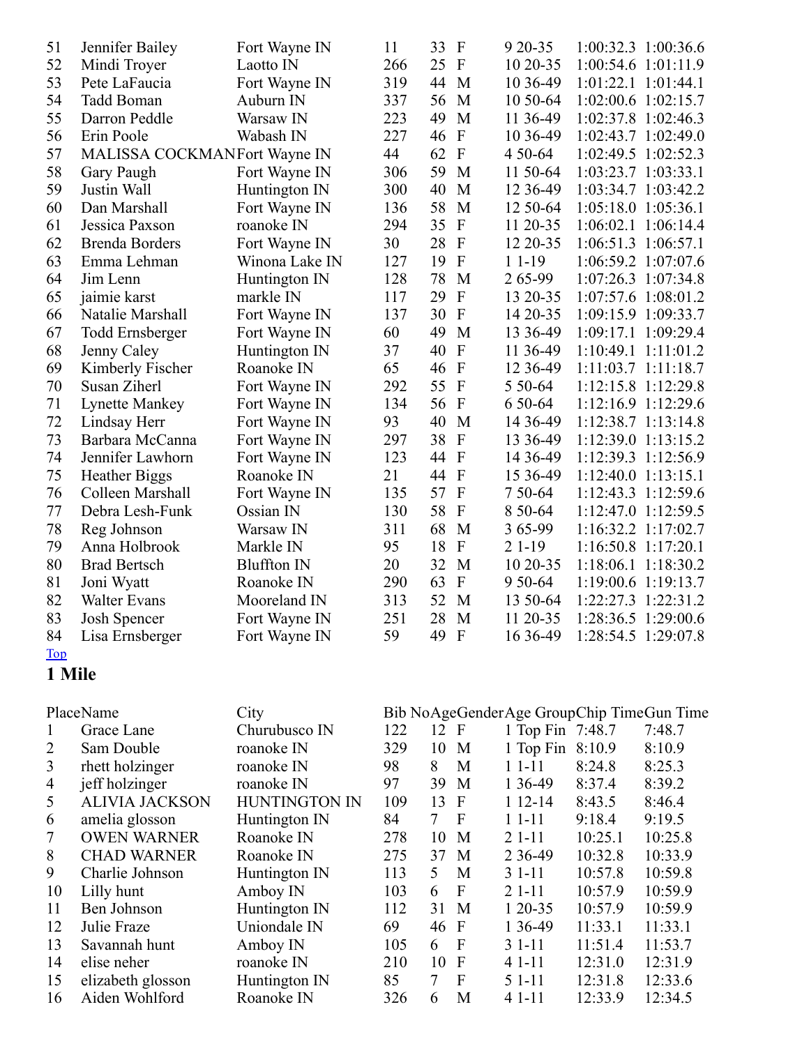| | | | | | | | | |
|---|---|---|---|---|---|---|---|---|
| 51 | Jennifer Bailey | Fort Wayne IN | 11 | 33 | F | 9 20-35 | 1:00:32.3 | 1:00:36.6 |
| 52 | Mindi Troyer | Laotto IN | 266 | 25 | F | 10 20-35 | 1:00:54.6 | 1:01:11.9 |
| 53 | Pete LaFaucia | Fort Wayne IN | 319 | 44 | M | 10 36-49 | 1:01:22.1 | 1:01:44.1 |
| 54 | Tadd Boman | Auburn IN | 337 | 56 | M | 10 50-64 | 1:02:00.6 | 1:02:15.7 |
| 55 | Darron Peddle | Warsaw IN | 223 | 49 | M | 11 36-49 | 1:02:37.8 | 1:02:46.3 |
| 56 | Erin Poole | Wabash IN | 227 | 46 | F | 10 36-49 | 1:02:43.7 | 1:02:49.0 |
| 57 | MALISSA COCKMAN | Fort Wayne IN | 44 | 62 | F | 4 50-64 | 1:02:49.5 | 1:02:52.3 |
| 58 | Gary Paugh | Fort Wayne IN | 306 | 59 | M | 11 50-64 | 1:03:23.7 | 1:03:33.1 |
| 59 | Justin Wall | Huntington IN | 300 | 40 | M | 12 36-49 | 1:03:34.7 | 1:03:42.2 |
| 60 | Dan Marshall | Fort Wayne IN | 136 | 58 | M | 12 50-64 | 1:05:18.0 | 1:05:36.1 |
| 61 | Jessica Paxson | roanoke IN | 294 | 35 | F | 11 20-35 | 1:06:02.1 | 1:06:14.4 |
| 62 | Brenda Borders | Fort Wayne IN | 30 | 28 | F | 12 20-35 | 1:06:51.3 | 1:06:57.1 |
| 63 | Emma Lehman | Winona Lake IN | 127 | 19 | F | 1 1-19 | 1:06:59.2 | 1:07:07.6 |
| 64 | Jim Lenn | Huntington IN | 128 | 78 | M | 2 65-99 | 1:07:26.3 | 1:07:34.8 |
| 65 | jaimie karst | markle IN | 117 | 29 | F | 13 20-35 | 1:07:57.6 | 1:08:01.2 |
| 66 | Natalie Marshall | Fort Wayne IN | 137 | 30 | F | 14 20-35 | 1:09:15.9 | 1:09:33.7 |
| 67 | Todd Ernsberger | Fort Wayne IN | 60 | 49 | M | 13 36-49 | 1:09:17.1 | 1:09:29.4 |
| 68 | Jenny Caley | Huntington IN | 37 | 40 | F | 11 36-49 | 1:10:49.1 | 1:11:01.2 |
| 69 | Kimberly Fischer | Roanoke IN | 65 | 46 | F | 12 36-49 | 1:11:03.7 | 1:11:18.7 |
| 70 | Susan Ziherl | Fort Wayne IN | 292 | 55 | F | 5 50-64 | 1:12:15.8 | 1:12:29.8 |
| 71 | Lynette Mankey | Fort Wayne IN | 134 | 56 | F | 6 50-64 | 1:12:16.9 | 1:12:29.6 |
| 72 | Lindsay Herr | Fort Wayne IN | 93 | 40 | M | 14 36-49 | 1:12:38.7 | 1:13:14.8 |
| 73 | Barbara McCanna | Fort Wayne IN | 297 | 38 | F | 13 36-49 | 1:12:39.0 | 1:13:15.2 |
| 74 | Jennifer Lawhorn | Fort Wayne IN | 123 | 44 | F | 14 36-49 | 1:12:39.3 | 1:12:56.9 |
| 75 | Heather Biggs | Roanoke IN | 21 | 44 | F | 15 36-49 | 1:12:40.0 | 1:13:15.1 |
| 76 | Colleen Marshall | Fort Wayne IN | 135 | 57 | F | 7 50-64 | 1:12:43.3 | 1:12:59.6 |
| 77 | Debra Lesh-Funk | Ossian IN | 130 | 58 | F | 8 50-64 | 1:12:47.0 | 1:12:59.5 |
| 78 | Reg Johnson | Warsaw IN | 311 | 68 | M | 3 65-99 | 1:16:32.2 | 1:17:02.7 |
| 79 | Anna Holbrook | Markle IN | 95 | 18 | F | 2 1-19 | 1:16:50.8 | 1:17:20.1 |
| 80 | Brad Bertsch | Bluffton IN | 20 | 32 | M | 10 20-35 | 1:18:06.1 | 1:18:30.2 |
| 81 | Joni Wyatt | Roanoke IN | 290 | 63 | F | 9 50-64 | 1:19:00.6 | 1:19:13.7 |
| 82 | Walter Evans | Mooreland IN | 313 | 52 | M | 13 50-64 | 1:22:27.3 | 1:22:31.2 |
| 83 | Josh Spencer | Fort Wayne IN | 251 | 28 | M | 11 20-35 | 1:28:36.5 | 1:29:00.6 |
| 84 | Lisa Ernsberger | Fort Wayne IN | 59 | 49 | F | 16 36-49 | 1:28:54.5 | 1:29:07.8 |

Top

## 1 Mile

| Place | Name | City | Bib No | Age | Gender | Age Group | Chip Time | Gun Time |
|---|---|---|---|---|---|---|---|---|
| 1 | Grace Lane | Churubusco IN | 122 | 12 | F | 1 Top Fin | 7:48.7 | 7:48.7 |
| 2 | Sam Double | roanoke IN | 329 | 10 | M | 1 Top Fin | 8:10.9 | 8:10.9 |
| 3 | rhett holzinger | roanoke IN | 98 | 8 | M | 1 1-11 | 8:24.8 | 8:25.3 |
| 4 | jeff holzinger | roanoke IN | 97 | 39 | M | 1 36-49 | 8:37.4 | 8:39.2 |
| 5 | ALIVIA JACKSON | HUNTINGTON IN | 109 | 13 | F | 1 12-14 | 8:43.5 | 8:46.4 |
| 6 | amelia glosson | Huntington IN | 84 | 7 | F | 1 1-11 | 9:18.4 | 9:19.5 |
| 7 | OWEN WARNER | Roanoke IN | 278 | 10 | M | 2 1-11 | 10:25.1 | 10:25.8 |
| 8 | CHAD WARNER | Roanoke IN | 275 | 37 | M | 2 36-49 | 10:32.8 | 10:33.9 |
| 9 | Charlie Johnson | Huntington IN | 113 | 5 | M | 3 1-11 | 10:57.8 | 10:59.8 |
| 10 | Lilly hunt | Amboy IN | 103 | 6 | F | 2 1-11 | 10:57.9 | 10:59.9 |
| 11 | Ben Johnson | Huntington IN | 112 | 31 | M | 1 20-35 | 10:57.9 | 10:59.9 |
| 12 | Julie Fraze | Uniondale IN | 69 | 46 | F | 1 36-49 | 11:33.1 | 11:33.1 |
| 13 | Savannah hunt | Amboy IN | 105 | 6 | F | 3 1-11 | 11:51.4 | 11:53.7 |
| 14 | elise neher | roanoke IN | 210 | 10 | F | 4 1-11 | 12:31.0 | 12:31.9 |
| 15 | elizabeth glosson | Huntington IN | 85 | 7 | F | 5 1-11 | 12:31.8 | 12:33.6 |
| 16 | Aiden Wohlford | Roanoke IN | 326 | 6 | M | 4 1-11 | 12:33.9 | 12:34.5 |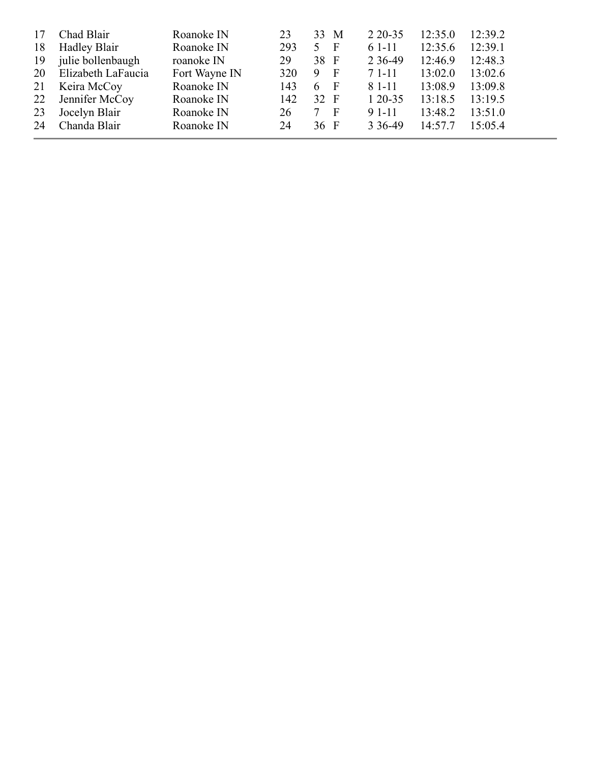| | | | | | | | | | |
|---|---|---|---|---|---|---|---|---|---|
| 17 | Chad Blair | Roanoke IN | 23 | 33 | M | 2 | 20-35 | 12:35.0 | 12:39.2 |
| 18 | Hadley Blair | Roanoke IN | 293 | 5 | F | 6 | 1-11 | 12:35.6 | 12:39.1 |
| 19 | julie bollenbaugh | roanoke IN | 29 | 38 | F | 2 | 36-49 | 12:46.9 | 12:48.3 |
| 20 | Elizabeth LaFaucia | Fort Wayne IN | 320 | 9 | F | 7 | 1-11 | 13:02.0 | 13:02.6 |
| 21 | Keira McCoy | Roanoke IN | 143 | 6 | F | 8 | 1-11 | 13:08.9 | 13:09.8 |
| 22 | Jennifer McCoy | Roanoke IN | 142 | 32 | F | 1 | 20-35 | 13:18.5 | 13:19.5 |
| 23 | Jocelyn Blair | Roanoke IN | 26 | 7 | F | 9 | 1-11 | 13:48.2 | 13:51.0 |
| 24 | Chanda Blair | Roanoke IN | 24 | 36 | F | 3 | 36-49 | 14:57.7 | 15:05.4 |